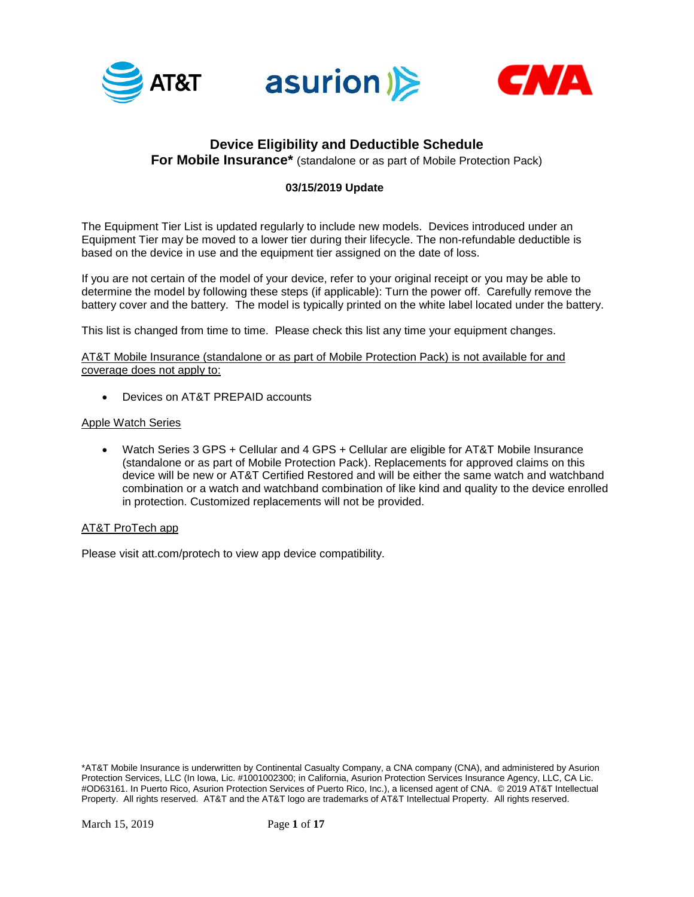# Device Eligibility and Deductible Schedule

## For Mobile Insurance* (standalone or as part of Mobile Protection Pack)

**03/15/2019 Update**

The Equipment Tier List is updated regularly to include new models. Devices introduced under an Equipment Tier may be moved to a lower tier during their lifecycle. The non-refundable deductible is based on the device in use and the equipment tier assigned on the date of loss.

If you are not certain of the model of your device, refer to your original receipt or you may be able to determine the model by following these steps (if applicable): Turn the power off. Carefully remove the battery cover and the battery. The model is typically printed on the white label located under the battery.

This list is changed from time to time. Please check this list any time your equipment changes.

<u>AT&T Mobile Insurance (standalone or as part of Mobile Protection Pack) is not available for and coverage does not apply to:</u>

- Devices on AT&T PREPAID accounts

<u>Apple Watch Series</u>

- Watch Series 3 GPS + Cellular and 4 GPS + Cellular are eligible for AT&T Mobile Insurance (standalone or as part of Mobile Protection Pack). Replacements for approved claims on this device will be new or AT&T Certified Restored and will be either the same watch and watchband combination or a watch and watchband combination of like kind and quality to the device enrolled in protection. Customized replacements will not be provided.

<u>AT&T ProTech app</u>

Please visit att.com/protech to view app device compatibility.

*AT&T Mobile Insurance is underwritten by Continental Casualty Company, a CNA company (CNA), and administered by Asurion Protection Services, LLC (In Iowa, Lic. #1001002300; in California, Asurion Protection Services Insurance Agency, LLC, CA Lic. #OD63161. In Puerto Rico, Asurion Protection Services of Puerto Rico, Inc.), a licensed agent of CNA. © 2019 AT&T Intellectual Property. All rights reserved. AT&T and the AT&T logo are trademarks of AT&T Intellectual Property. All rights reserved.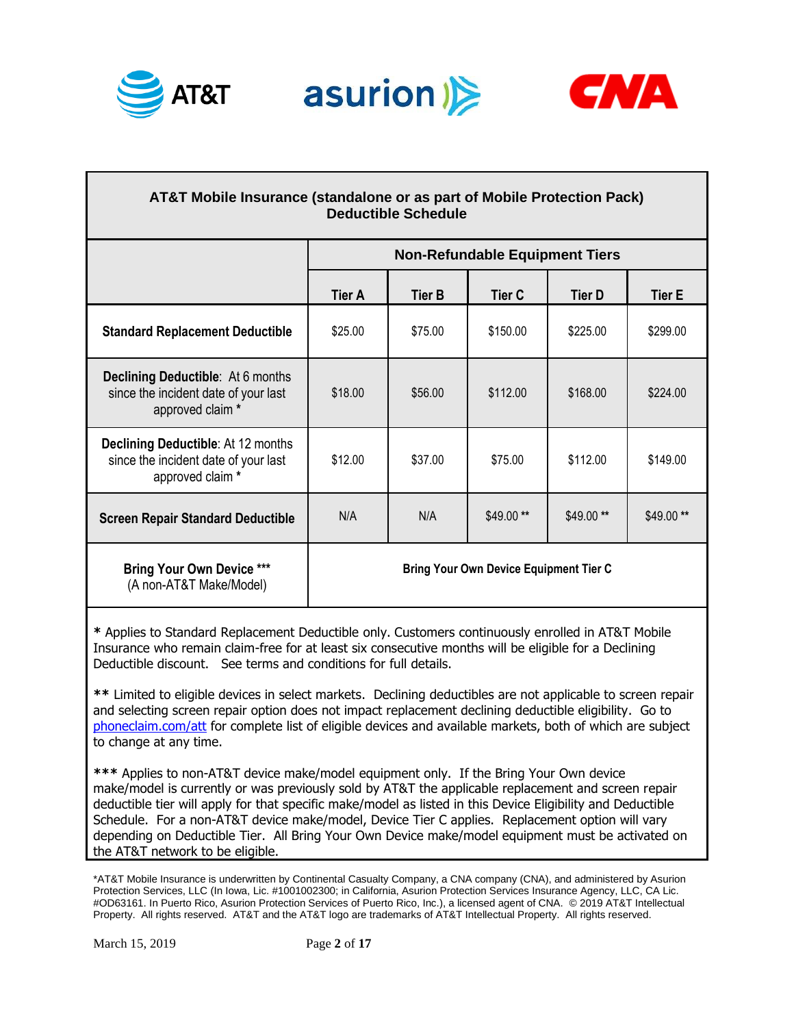## AT&T Mobile Insurance (standalone or as part of Mobile Protection Pack) Deductible Schedule

| | Non-Refundable Equipment Tiers | | | | |
|---|---|---|---|---|---|
| | Tier A | Tier B | Tier C | Tier D | Tier E |
| **Standard Replacement Deductible** | $25.00 | $75.00 | $150.00 | $225.00 | $299.00 |
| **Declining Deductible**: At 6 months since the incident date of your last approved claim * | $18.00 | $56.00 | $112.00 | $168.00 | $224.00 |
| **Declining Deductible**: At 12 months since the incident date of your last approved claim * | $12.00 | $37.00 | $75.00 | $112.00 | $149.00 |
| **Screen Repair Standard Deductible** | N/A | N/A | $49.00 ** | $49.00 ** | $49.00 ** |
| **Bring Your Own Device *** (A non-AT&T Make/Model) | **Bring Your Own Device Equipment Tier C** | | | | |

**\*** Applies to Standard Replacement Deductible only. Customers continuously enrolled in AT&T Mobile Insurance who remain claim-free for at least six consecutive months will be eligible for a Declining Deductible discount. See terms and conditions for full details.

**\*\*** Limited to eligible devices in select markets. Declining deductibles are not applicable to screen repair and selecting screen repair option does not impact replacement declining deductible eligibility. Go to [phoneclaim.com/att](phoneclaim.com/att) for complete list of eligible devices and available markets, both of which are subject to change at any time.

**\*\*\*** Applies to non-AT&T device make/model equipment only. If the Bring Your Own device make/model is currently or was previously sold by AT&T the applicable replacement and screen repair deductible tier will apply for that specific make/model as listed in this Device Eligibility and Deductible Schedule. For a non-AT&T device make/model, Device Tier C applies. Replacement option will vary depending on Deductible Tier. All Bring Your Own Device make/model equipment must be activated on the AT&T network to be eligible.

*AT&T Mobile Insurance is underwritten by Continental Casualty Company, a CNA company (CNA), and administered by Asurion Protection Services, LLC (In Iowa, Lic. #1001002300; in California, Asurion Protection Services Insurance Agency, LLC, CA Lic. #OD63161. In Puerto Rico, Asurion Protection Services of Puerto Rico, Inc.), a licensed agent of CNA. © 2019 AT&T Intellectual Property. All rights reserved. AT&T and the AT&T logo are trademarks of AT&T Intellectual Property. All rights reserved.

March 15, 2019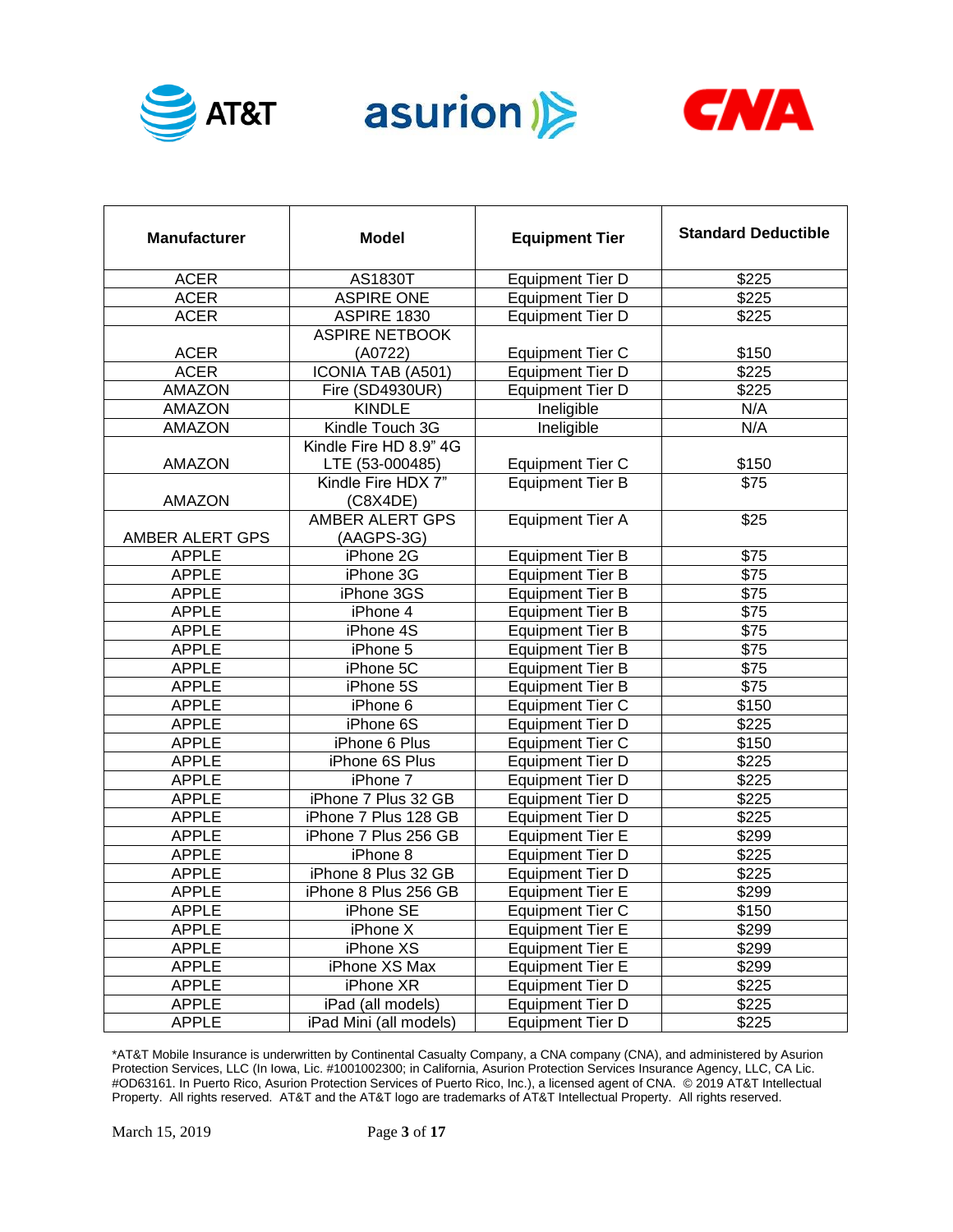| Manufacturer | Model | Equipment Tier | Standard Deductible |
|---|---|---|---|
| ACER | AS1830T | Equipment Tier D | $225 |
| ACER | ASPIRE ONE | Equipment Tier D | $225 |
| ACER | ASPIRE 1830 | Equipment Tier D | $225 |
| ACER | ASPIRE NETBOOK (A0722) | Equipment Tier C | $150 |
| ACER | ICONIA TAB (A501) | Equipment Tier D | $225 |
| AMAZON | Fire (SD4930UR) | Equipment Tier D | $225 |
| AMAZON | KINDLE | Ineligible | N/A |
| AMAZON | Kindle Touch 3G | Ineligible | N/A |
| AMAZON | Kindle Fire HD 8.9" 4G LTE (53-000485) | Equipment Tier C | $150 |
| AMAZON | Kindle Fire HDX 7" (C8X4DE) | Equipment Tier B | $75 |
| AMBER ALERT GPS | AMBER ALERT GPS (AAGPS-3G) | Equipment Tier A | $25 |
| APPLE | iPhone 2G | Equipment Tier B | $75 |
| APPLE | iPhone 3G | Equipment Tier B | $75 |
| APPLE | iPhone 3GS | Equipment Tier B | $75 |
| APPLE | iPhone 4 | Equipment Tier B | $75 |
| APPLE | iPhone 4S | Equipment Tier B | $75 |
| APPLE | iPhone 5 | Equipment Tier B | $75 |
| APPLE | iPhone 5C | Equipment Tier B | $75 |
| APPLE | iPhone 5S | Equipment Tier B | $75 |
| APPLE | iPhone 6 | Equipment Tier C | $150 |
| APPLE | iPhone 6S | Equipment Tier D | $225 |
| APPLE | iPhone 6 Plus | Equipment Tier C | $150 |
| APPLE | iPhone 6S Plus | Equipment Tier D | $225 |
| APPLE | iPhone 7 | Equipment Tier D | $225 |
| APPLE | iPhone 7 Plus 32 GB | Equipment Tier D | $225 |
| APPLE | iPhone 7 Plus 128 GB | Equipment Tier D | $225 |
| APPLE | iPhone 7 Plus 256 GB | Equipment Tier E | $299 |
| APPLE | iPhone 8 | Equipment Tier D | $225 |
| APPLE | iPhone 8 Plus 32 GB | Equipment Tier D | $225 |
| APPLE | iPhone 8 Plus 256 GB | Equipment Tier E | $299 |
| APPLE | iPhone SE | Equipment Tier C | $150 |
| APPLE | iPhone X | Equipment Tier E | $299 |
| APPLE | iPhone XS | Equipment Tier E | $299 |
| APPLE | iPhone XS Max | Equipment Tier E | $299 |
| APPLE | iPhone XR | Equipment Tier D | $225 |
| APPLE | iPad (all models) | Equipment Tier D | $225 |
| APPLE | iPad Mini (all models) | Equipment Tier D | $225 |

*AT&T Mobile Insurance is underwritten by Continental Casualty Company, a CNA company (CNA), and administered by Asurion Protection Services, LLC (In Iowa, Lic. #1001002300; in California, Asurion Protection Services Insurance Agency, LLC, CA Lic. #OD63161. In Puerto Rico, Asurion Protection Services of Puerto Rico, Inc.), a licensed agent of CNA. © 2019 AT&T Intellectual Property. All rights reserved. AT&T and the AT&T logo are trademarks of AT&T Intellectual Property. All rights reserved.

March 15, 2019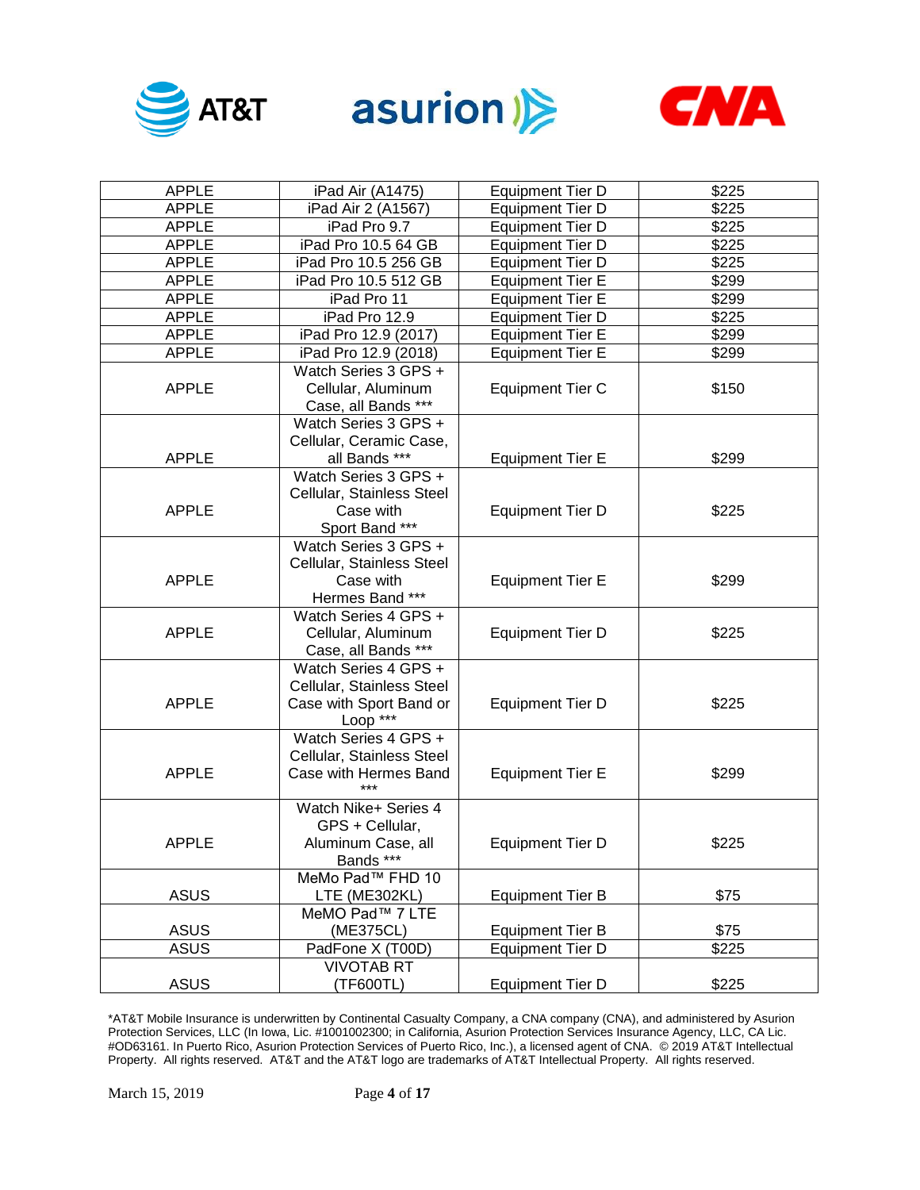| APPLE | iPad Air (A1475) | Equipment Tier D | $225 |
|---|---|---|---|
| APPLE | iPad Air 2 (A1567) | Equipment Tier D | $225 |
| APPLE | iPad Pro 9.7 | Equipment Tier D | $225 |
| APPLE | iPad Pro 10.5 64 GB | Equipment Tier D | $225 |
| APPLE | iPad Pro 10.5 256 GB | Equipment Tier D | $225 |
| APPLE | iPad Pro 10.5 512 GB | Equipment Tier E | $299 |
| APPLE | iPad Pro 11 | Equipment Tier E | $299 |
| APPLE | iPad Pro 12.9 | Equipment Tier D | $225 |
| APPLE | iPad Pro 12.9 (2017) | Equipment Tier E | $299 |
| APPLE | iPad Pro 12.9 (2018) | Equipment Tier E | $299 |
| APPLE | Watch Series 3 GPS + Cellular, Aluminum Case, all Bands *** | Equipment Tier C | $150 |
| APPLE | Watch Series 3 GPS + Cellular, Ceramic Case, all Bands *** | Equipment Tier E | $299 |
| APPLE | Watch Series 3 GPS + Cellular, Stainless Steel Case with Sport Band *** | Equipment Tier D | $225 |
| APPLE | Watch Series 3 GPS + Cellular, Stainless Steel Case with Hermes Band *** | Equipment Tier E | $299 |
| APPLE | Watch Series 4 GPS + Cellular, Aluminum Case, all Bands *** | Equipment Tier D | $225 |
| APPLE | Watch Series 4 GPS + Cellular, Stainless Steel Case with Sport Band or Loop *** | Equipment Tier D | $225 |
| APPLE | Watch Series 4 GPS + Cellular, Stainless Steel Case with Hermes Band *** | Equipment Tier E | $299 |
| APPLE | Watch Nike+ Series 4 GPS + Cellular, Aluminum Case, all Bands *** | Equipment Tier D | $225 |
| ASUS | MeMo Pad™ FHD 10 LTE (ME302KL) | Equipment Tier B | $75 |
| ASUS | MeMO Pad™ 7 LTE (ME375CL) | Equipment Tier B | $75 |
| ASUS | PadFone X (T00D) | Equipment Tier D | $225 |
| ASUS | VIVOTAB RT (TF600TL) | Equipment Tier D | $225 |

*AT&T Mobile Insurance is underwritten by Continental Casualty Company, a CNA company (CNA), and administered by Asurion Protection Services, LLC (In Iowa, Lic. #1001002300; in California, Asurion Protection Services Insurance Agency, LLC, CA Lic. #OD63161. In Puerto Rico, Asurion Protection Services of Puerto Rico, Inc.), a licensed agent of CNA. © 2019 AT&T Intellectual Property. All rights reserved. AT&T and the AT&T logo are trademarks of AT&T Intellectual Property. All rights reserved.

March 15, 2019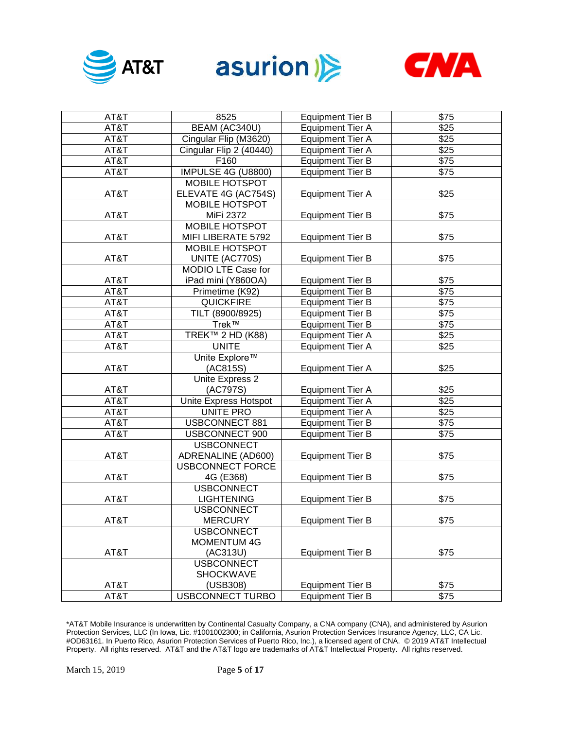| AT&T | 8525 | Equipment Tier B | $75 |
|---|---|---|---|
| AT&T | BEAM (AC340U) | Equipment Tier A | $25 |
| AT&T | Cingular Flip (M3620) | Equipment Tier A | $25 |
| AT&T | Cingular Flip 2 (40440) | Equipment Tier A | $25 |
| AT&T | F160 | Equipment Tier B | $75 |
| AT&T | IMPULSE 4G (U8800) | Equipment Tier B | $75 |
| AT&T | MOBILE HOTSPOT ELEVATE 4G (AC754S) | Equipment Tier A | $25 |
| AT&T | MOBILE HOTSPOT MiFi 2372 | Equipment Tier B | $75 |
| AT&T | MOBILE HOTSPOT MIFI LIBERATE 5792 | Equipment Tier B | $75 |
| AT&T | MOBILE HOTSPOT UNITE (AC770S) | Equipment Tier B | $75 |
| AT&T | MODIO LTE Case for iPad mini (Y860OA) | Equipment Tier B | $75 |
| AT&T | Primetime (K92) | Equipment Tier B | $75 |
| AT&T | QUICKFIRE | Equipment Tier B | $75 |
| AT&T | TILT (8900/8925) | Equipment Tier B | $75 |
| AT&T | Trek™ | Equipment Tier B | $75 |
| AT&T | TREK™ 2 HD (K88) | Equipment Tier A | $25 |
| AT&T | UNITE | Equipment Tier A | $25 |
| AT&T | Unite Explore™ (AC815S) | Equipment Tier A | $25 |
| AT&T | Unite Express 2 (AC797S) | Equipment Tier A | $25 |
| AT&T | Unite Express Hotspot | Equipment Tier A | $25 |
| AT&T | UNITE PRO | Equipment Tier A | $25 |
| AT&T | USBCONNECT 881 | Equipment Tier B | $75 |
| AT&T | USBCONNECT 900 | Equipment Tier B | $75 |
| AT&T | USBCONNECT ADRENALINE (AD600) | Equipment Tier B | $75 |
| AT&T | USBCONNECT FORCE 4G (E368) | Equipment Tier B | $75 |
| AT&T | USBCONNECT LIGHTENING | Equipment Tier B | $75 |
| AT&T | USBCONNECT MERCURY | Equipment Tier B | $75 |
| AT&T | USBCONNECT MOMENTUM 4G (AC313U) | Equipment Tier B | $75 |
| AT&T | USBCONNECT SHOCKWAVE (USB308) | Equipment Tier B | $75 |
| AT&T | USBCONNECT TURBO | Equipment Tier B | $75 |

*AT&T Mobile Insurance is underwritten by Continental Casualty Company, a CNA company (CNA), and administered by Asurion Protection Services, LLC (In Iowa, Lic. #1001002300; in California, Asurion Protection Services Insurance Agency, LLC, CA Lic. #OD63161. In Puerto Rico, Asurion Protection Services of Puerto Rico, Inc.), a licensed agent of CNA. © 2019 AT&T Intellectual Property. All rights reserved. AT&T and the AT&T logo are trademarks of AT&T Intellectual Property. All rights reserved.

March 15, 2019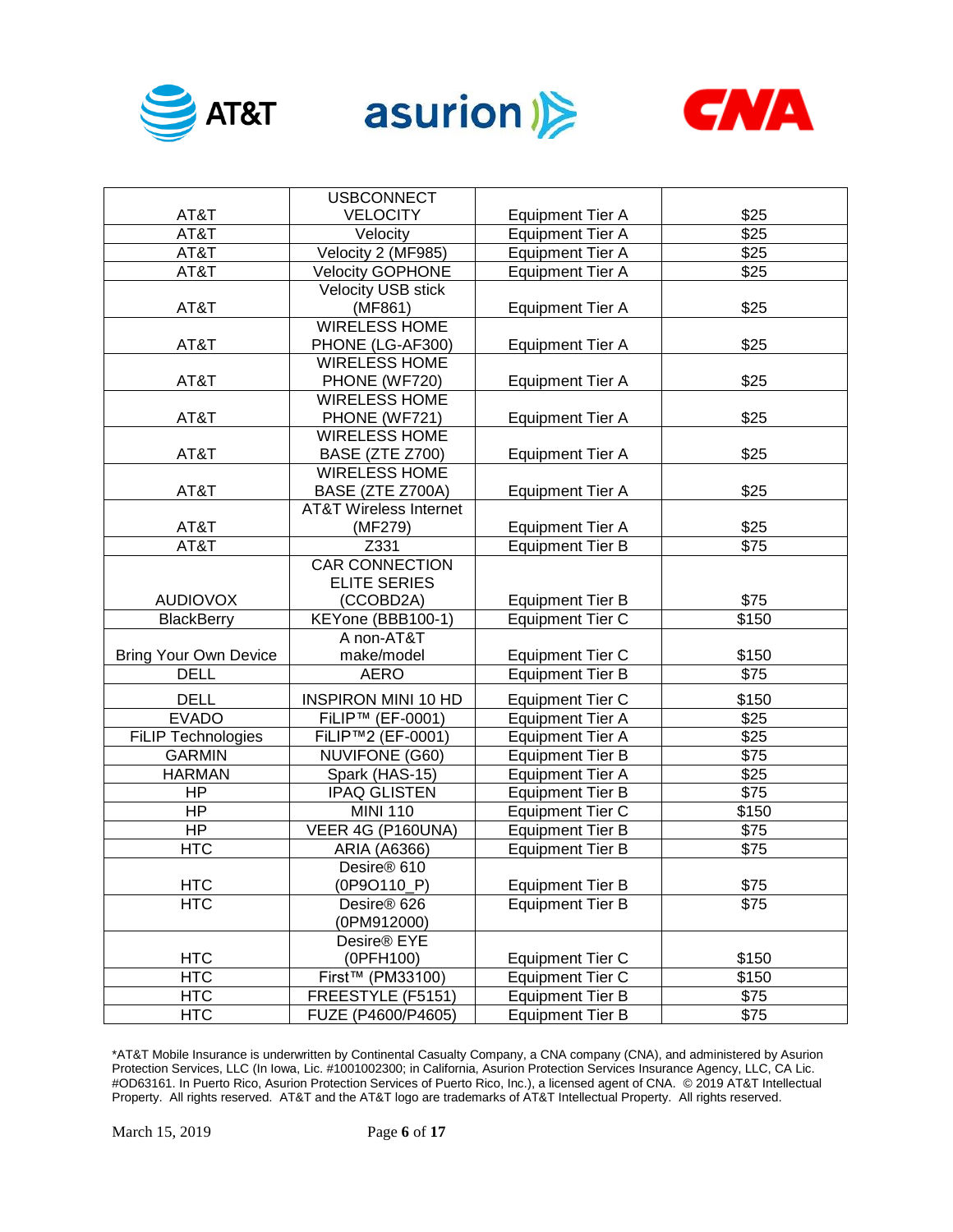| | | | |
|---|---|---|---|
| AT&T | USBCONNECT VELOCITY | Equipment Tier A | $25 |
| AT&T | Velocity | Equipment Tier A | $25 |
| AT&T | Velocity 2 (MF985) | Equipment Tier A | $25 |
| AT&T | Velocity GOPHONE | Equipment Tier A | $25 |
| AT&T | Velocity USB stick (MF861) | Equipment Tier A | $25 |
| AT&T | WIRELESS HOME PHONE (LG-AF300) | Equipment Tier A | $25 |
| AT&T | WIRELESS HOME PHONE (WF720) | Equipment Tier A | $25 |
| AT&T | WIRELESS HOME PHONE (WF721) | Equipment Tier A | $25 |
| AT&T | WIRELESS HOME BASE (ZTE Z700) | Equipment Tier A | $25 |
| AT&T | WIRELESS HOME BASE (ZTE Z700A) | Equipment Tier A | $25 |
| AT&T | AT&T Wireless Internet (MF279) | Equipment Tier A | $25 |
| AT&T | Z331 | Equipment Tier B | $75 |
| AUDIOVOX | CAR CONNECTION ELITE SERIES (CCOBD2A) | Equipment Tier B | $75 |
| BlackBerry | KEYone (BBB100-1) | Equipment Tier C | $150 |
| Bring Your Own Device | A non-AT&T make/model | Equipment Tier C | $150 |
| DELL | AERO | Equipment Tier B | $75 |
| DELL | INSPIRON MINI 10 HD | Equipment Tier C | $150 |
| EVADO | FiLIP™ (EF-0001) | Equipment Tier A | $25 |
| FiLIP Technologies | FiLIP™2 (EF-0001) | Equipment Tier A | $25 |
| GARMIN | NUVIFONE (G60) | Equipment Tier B | $75 |
| HARMAN | Spark (HAS-15) | Equipment Tier A | $25 |
| HP | IPAQ GLISTEN | Equipment Tier B | $75 |
| HP | MINI 110 | Equipment Tier C | $150 |
| HP | VEER 4G (P160UNA) | Equipment Tier B | $75 |
| HTC | ARIA (A6366) | Equipment Tier B | $75 |
| HTC | Desire® 610 (0P9O110_P) | Equipment Tier B | $75 |
| HTC | Desire® 626 (0PM912000) | Equipment Tier B | $75 |
| HTC | Desire® EYE (0PFH100) | Equipment Tier C | $150 |
| HTC | First™ (PM33100) | Equipment Tier C | $150 |
| HTC | FREESTYLE (F5151) | Equipment Tier B | $75 |
| HTC | FUZE (P4600/P4605) | Equipment Tier B | $75 |

*AT&T Mobile Insurance is underwritten by Continental Casualty Company, a CNA company (CNA), and administered by Asurion Protection Services, LLC (In Iowa, Lic. #1001002300; in California, Asurion Protection Services Insurance Agency, LLC, CA Lic. #OD63161. In Puerto Rico, Asurion Protection Services of Puerto Rico, Inc.), a licensed agent of CNA. © 2019 AT&T Intellectual Property. All rights reserved. AT&T and the AT&T logo are trademarks of AT&T Intellectual Property. All rights reserved.

March 15, 2019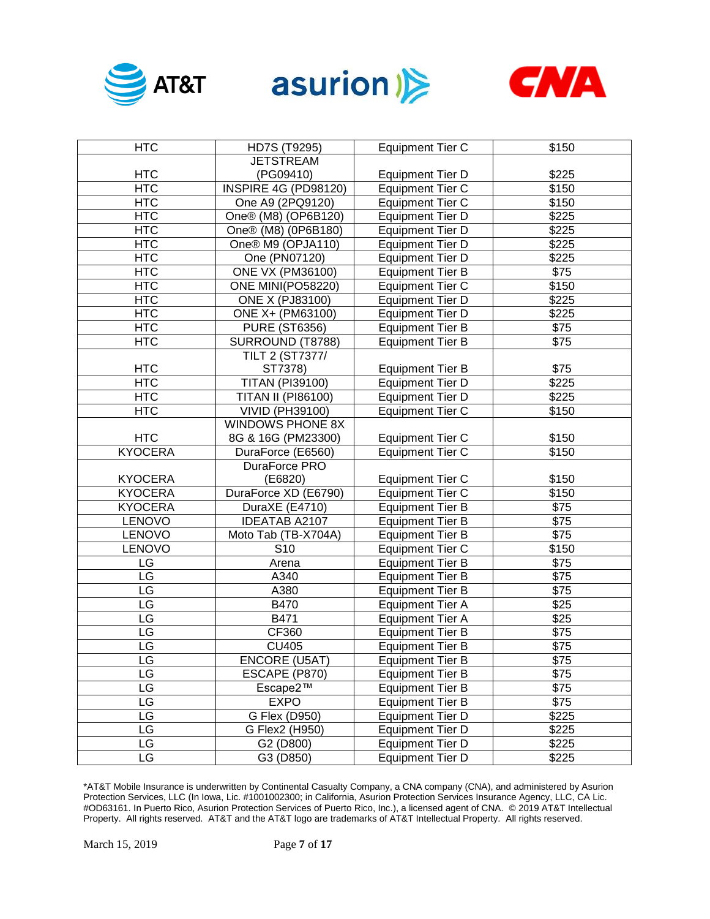| HTC | HD7S (T9295) | Equipment Tier C | $150 |
|---|---|---|---|
| HTC | JETSTREAM (PG09410) | Equipment Tier D | $225 |
| HTC | INSPIRE 4G (PD98120) | Equipment Tier C | $150 |
| HTC | One A9 (2PQ9120) | Equipment Tier C | $150 |
| HTC | One® (M8) (OP6B120) | Equipment Tier D | $225 |
| HTC | One® (M8) (0P6B180) | Equipment Tier D | $225 |
| HTC | One® M9 (OPJA110) | Equipment Tier D | $225 |
| HTC | One (PN07120) | Equipment Tier D | $225 |
| HTC | ONE VX (PM36100) | Equipment Tier B | $75 |
| HTC | ONE MINI(PO58220) | Equipment Tier C | $150 |
| HTC | ONE X (PJ83100) | Equipment Tier D | $225 |
| HTC | ONE X+ (PM63100) | Equipment Tier D | $225 |
| HTC | PURE (ST6356) | Equipment Tier B | $75 |
| HTC | SURROUND (T8788) | Equipment Tier B | $75 |
| HTC | TILT 2 (ST7377/ ST7378) | Equipment Tier B | $75 |
| HTC | TITAN (PI39100) | Equipment Tier D | $225 |
| HTC | TITAN II (PI86100) | Equipment Tier D | $225 |
| HTC | VIVID (PH39100) | Equipment Tier C | $150 |
| HTC | WINDOWS PHONE 8X 8G & 16G (PM23300) | Equipment Tier C | $150 |
| KYOCERA | DuraForce (E6560) | Equipment Tier C | $150 |
| KYOCERA | DuraForce PRO (E6820) | Equipment Tier C | $150 |
| KYOCERA | DuraForce XD (E6790) | Equipment Tier C | $150 |
| KYOCERA | DuraXE (E4710) | Equipment Tier B | $75 |
| LENOVO | IDEATAB A2107 | Equipment Tier B | $75 |
| LENOVO | Moto Tab (TB-X704A) | Equipment Tier B | $75 |
| LENOVO | S10 | Equipment Tier C | $150 |
| LG | Arena | Equipment Tier B | $75 |
| LG | A340 | Equipment Tier B | $75 |
| LG | A380 | Equipment Tier B | $75 |
| LG | B470 | Equipment Tier A | $25 |
| LG | B471 | Equipment Tier A | $25 |
| LG | CF360 | Equipment Tier B | $75 |
| LG | CU405 | Equipment Tier B | $75 |
| LG | ENCORE (U5AT) | Equipment Tier B | $75 |
| LG | ESCAPE (P870) | Equipment Tier B | $75 |
| LG | Escape2™ | Equipment Tier B | $75 |
| LG | EXPO | Equipment Tier B | $75 |
| LG | G Flex (D950) | Equipment Tier D | $225 |
| LG | G Flex2 (H950) | Equipment Tier D | $225 |
| LG | G2 (D800) | Equipment Tier D | $225 |
| LG | G3 (D850) | Equipment Tier D | $225 |

*AT&T Mobile Insurance is underwritten by Continental Casualty Company, a CNA company (CNA), and administered by Asurion Protection Services, LLC (In Iowa, Lic. #1001002300; in California, Asurion Protection Services Insurance Agency, LLC, CA Lic. #OD63161. In Puerto Rico, Asurion Protection Services of Puerto Rico, Inc.), a licensed agent of CNA. © 2019 AT&T Intellectual Property. All rights reserved. AT&T and the AT&T logo are trademarks of AT&T Intellectual Property. All rights reserved.

March 15, 2019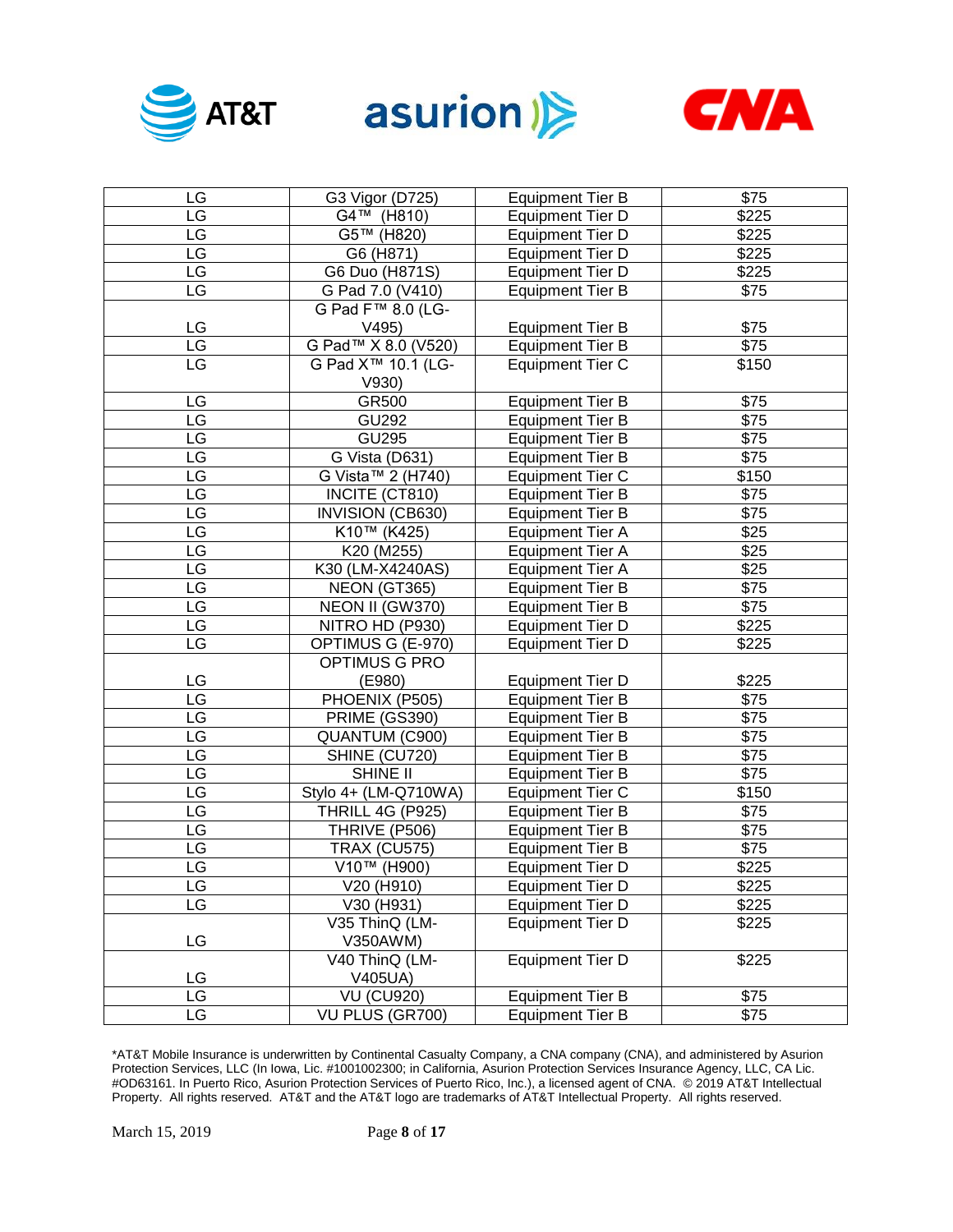| LG | G3 Vigor (D725) | Equipment Tier B | $75 |
|---|---|---|---|
| LG | G4™ (H810) | Equipment Tier D | $225 |
| LG | G5™ (H820) | Equipment Tier D | $225 |
| LG | G6 (H871) | Equipment Tier D | $225 |
| LG | G6 Duo (H871S) | Equipment Tier D | $225 |
| LG | G Pad 7.0 (V410) | Equipment Tier B | $75 |
| LG | G Pad F™ 8.0 (LG-V495) | Equipment Tier B | $75 |
| LG | G Pad™ X 8.0 (V520) | Equipment Tier B | $75 |
| LG | G Pad X™ 10.1 (LG-V930) | Equipment Tier C | $150 |
| LG | GR500 | Equipment Tier B | $75 |
| LG | GU292 | Equipment Tier B | $75 |
| LG | GU295 | Equipment Tier B | $75 |
| LG | G Vista (D631) | Equipment Tier B | $75 |
| LG | G Vista™ 2 (H740) | Equipment Tier C | $150 |
| LG | INCITE (CT810) | Equipment Tier B | $75 |
| LG | INVISION (CB630) | Equipment Tier B | $75 |
| LG | K10™ (K425) | Equipment Tier A | $25 |
| LG | K20 (M255) | Equipment Tier A | $25 |
| LG | K30 (LM-X4240AS) | Equipment Tier A | $25 |
| LG | NEON (GT365) | Equipment Tier B | $75 |
| LG | NEON II (GW370) | Equipment Tier B | $75 |
| LG | NITRO HD (P930) | Equipment Tier D | $225 |
| LG | OPTIMUS G (E-970) | Equipment Tier D | $225 |
| LG | OPTIMUS G PRO (E980) | Equipment Tier D | $225 |
| LG | PHOENIX (P505) | Equipment Tier B | $75 |
| LG | PRIME (GS390) | Equipment Tier B | $75 |
| LG | QUANTUM (C900) | Equipment Tier B | $75 |
| LG | SHINE (CU720) | Equipment Tier B | $75 |
| LG | SHINE II | Equipment Tier B | $75 |
| LG | Stylo 4+ (LM-Q710WA) | Equipment Tier C | $150 |
| LG | THRILL 4G (P925) | Equipment Tier B | $75 |
| LG | THRIVE (P506) | Equipment Tier B | $75 |
| LG | TRAX (CU575) | Equipment Tier B | $75 |
| LG | V10™ (H900) | Equipment Tier D | $225 |
| LG | V20 (H910) | Equipment Tier D | $225 |
| LG | V30 (H931) | Equipment Tier D | $225 |
| LG | V35 ThinQ (LM-V350AWM) | Equipment Tier D | $225 |
| LG | V40 ThinQ (LM-V405UA) | Equipment Tier D | $225 |
| LG | VU (CU920) | Equipment Tier B | $75 |
| LG | VU PLUS (GR700) | Equipment Tier B | $75 |

*AT&T Mobile Insurance is underwritten by Continental Casualty Company, a CNA company (CNA), and administered by Asurion Protection Services, LLC (In Iowa, Lic. #1001002300; in California, Asurion Protection Services Insurance Agency, LLC, CA Lic. #OD63161. In Puerto Rico, Asurion Protection Services of Puerto Rico, Inc.), a licensed agent of CNA. © 2019 AT&T Intellectual Property. All rights reserved. AT&T and the AT&T logo are trademarks of AT&T Intellectual Property. All rights reserved.

March 15, 2019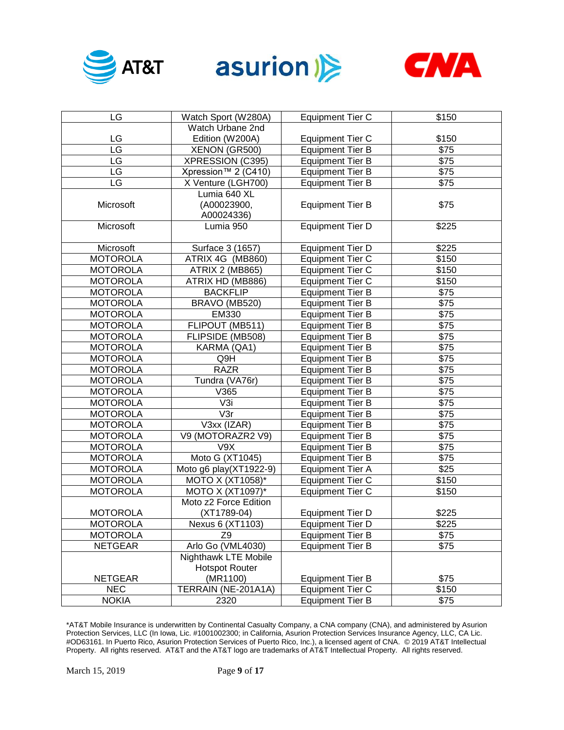| LG | Watch Sport (W280A) | Equipment Tier C | $150 |
|---|---|---|---|
| LG | Watch Urbane 2nd Edition (W200A) | Equipment Tier C | $150 |
| LG | XENON (GR500) | Equipment Tier B | $75 |
| LG | XPRESSION (C395) | Equipment Tier B | $75 |
| LG | Xpression™ 2 (C410) | Equipment Tier B | $75 |
| LG | X Venture (LGH700) | Equipment Tier B | $75 |
| Microsoft | Lumia 640 XL (A00023900, A00024336) | Equipment Tier B | $75 |
| Microsoft | Lumia 950 | Equipment Tier D | $225 |
| Microsoft | Surface 3 (1657) | Equipment Tier D | $225 |
| MOTOROLA | ATRIX 4G (MB860) | Equipment Tier C | $150 |
| MOTOROLA | ATRIX 2 (MB865) | Equipment Tier C | $150 |
| MOTOROLA | ATRIX HD (MB886) | Equipment Tier C | $150 |
| MOTOROLA | BACKFLIP | Equipment Tier B | $75 |
| MOTOROLA | BRAVO (MB520) | Equipment Tier B | $75 |
| MOTOROLA | EM330 | Equipment Tier B | $75 |
| MOTOROLA | FLIPOUT (MB511) | Equipment Tier B | $75 |
| MOTOROLA | FLIPSIDE (MB508) | Equipment Tier B | $75 |
| MOTOROLA | KARMA (QA1) | Equipment Tier B | $75 |
| MOTOROLA | Q9H | Equipment Tier B | $75 |
| MOTOROLA | RAZR | Equipment Tier B | $75 |
| MOTOROLA | Tundra (VA76r) | Equipment Tier B | $75 |
| MOTOROLA | V365 | Equipment Tier B | $75 |
| MOTOROLA | V3i | Equipment Tier B | $75 |
| MOTOROLA | V3r | Equipment Tier B | $75 |
| MOTOROLA | V3xx (IZAR) | Equipment Tier B | $75 |
| MOTOROLA | V9 (MOTORAZR2 V9) | Equipment Tier B | $75 |
| MOTOROLA | V9X | Equipment Tier B | $75 |
| MOTOROLA | Moto G (XT1045) | Equipment Tier B | $75 |
| MOTOROLA | Moto g6 play(XT1922-9) | Equipment Tier A | $25 |
| MOTOROLA | MOTO X (XT1058)* | Equipment Tier C | $150 |
| MOTOROLA | MOTO X (XT1097)* | Equipment Tier C | $150 |
| MOTOROLA | Moto z2 Force Edition (XT1789-04) | Equipment Tier D | $225 |
| MOTOROLA | Nexus 6 (XT1103) | Equipment Tier D | $225 |
| MOTOROLA | Z9 | Equipment Tier B | $75 |
| NETGEAR | Arlo Go (VML4030) | Equipment Tier B | $75 |
| NETGEAR | Nighthawk LTE Mobile Hotspot Router (MR1100) | Equipment Tier B | $75 |
| NEC | TERRAIN (NE-201A1A) | Equipment Tier C | $150 |
| NOKIA | 2320 | Equipment Tier B | $75 |

*AT&T Mobile Insurance is underwritten by Continental Casualty Company, a CNA company (CNA), and administered by Asurion Protection Services, LLC (In Iowa, Lic. #1001002300; in California, Asurion Protection Services Insurance Agency, LLC, CA Lic. #OD63161. In Puerto Rico, Asurion Protection Services of Puerto Rico, Inc.), a licensed agent of CNA. © 2019 AT&T Intellectual Property. All rights reserved. AT&T and the AT&T logo are trademarks of AT&T Intellectual Property. All rights reserved.

March 15, 2019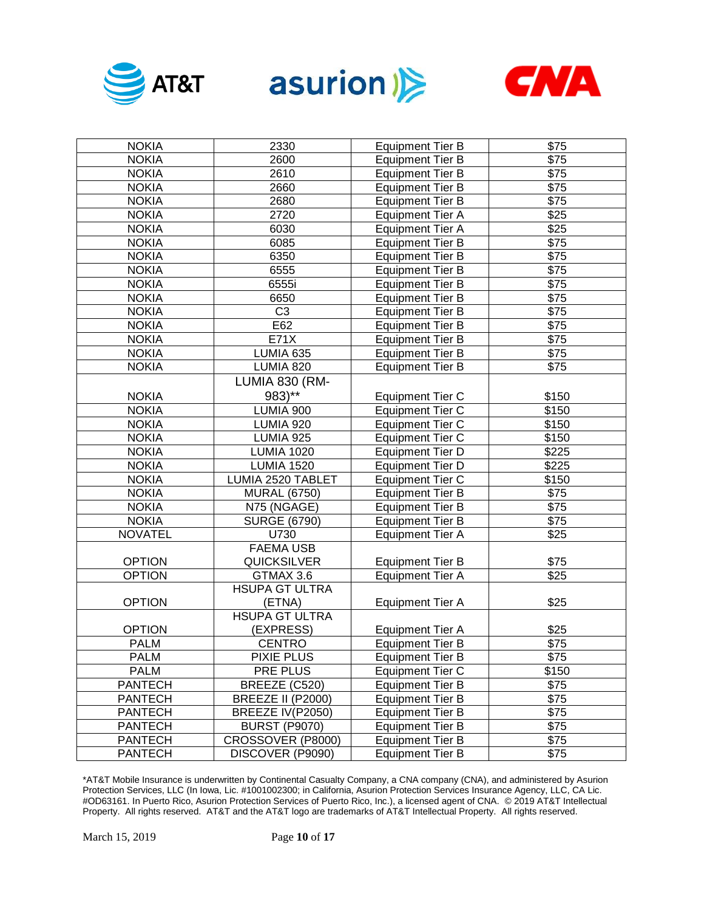| NOKIA | 2330 | Equipment Tier B | $75 |
|---|---|---|---|
| NOKIA | 2600 | Equipment Tier B | $75 |
| NOKIA | 2610 | Equipment Tier B | $75 |
| NOKIA | 2660 | Equipment Tier B | $75 |
| NOKIA | 2680 | Equipment Tier B | $75 |
| NOKIA | 2720 | Equipment Tier A | $25 |
| NOKIA | 6030 | Equipment Tier A | $25 |
| NOKIA | 6085 | Equipment Tier B | $75 |
| NOKIA | 6350 | Equipment Tier B | $75 |
| NOKIA | 6555 | Equipment Tier B | $75 |
| NOKIA | 6555i | Equipment Tier B | $75 |
| NOKIA | 6650 | Equipment Tier B | $75 |
| NOKIA | C3 | Equipment Tier B | $75 |
| NOKIA | E62 | Equipment Tier B | $75 |
| NOKIA | E71X | Equipment Tier B | $75 |
| NOKIA | LUMIA 635 | Equipment Tier B | $75 |
| NOKIA | LUMIA 820 | Equipment Tier B | $75 |
| NOKIA | LUMIA 830 (RM-983)** | Equipment Tier C | $150 |
| NOKIA | LUMIA 900 | Equipment Tier C | $150 |
| NOKIA | LUMIA 920 | Equipment Tier C | $150 |
| NOKIA | LUMIA 925 | Equipment Tier C | $150 |
| NOKIA | LUMIA 1020 | Equipment Tier D | $225 |
| NOKIA | LUMIA 1520 | Equipment Tier D | $225 |
| NOKIA | LUMIA 2520 TABLET | Equipment Tier C | $150 |
| NOKIA | MURAL (6750) | Equipment Tier B | $75 |
| NOKIA | N75 (NGAGE) | Equipment Tier B | $75 |
| NOKIA | SURGE (6790) | Equipment Tier B | $75 |
| NOVATEL | U730 | Equipment Tier A | $25 |
| OPTION | FAEMA USB QUICKSILVER | Equipment Tier B | $75 |
| OPTION | GTMAX 3.6 | Equipment Tier A | $25 |
| OPTION | HSUPA GT ULTRA (ETNA) | Equipment Tier A | $25 |
| OPTION | HSUPA GT ULTRA (EXPRESS) | Equipment Tier A | $25 |
| PALM | CENTRO | Equipment Tier B | $75 |
| PALM | PIXIE PLUS | Equipment Tier B | $75 |
| PALM | PRE PLUS | Equipment Tier C | $150 |
| PANTECH | BREEZE (C520) | Equipment Tier B | $75 |
| PANTECH | BREEZE II (P2000) | Equipment Tier B | $75 |
| PANTECH | BREEZE IV(P2050) | Equipment Tier B | $75 |
| PANTECH | BURST (P9070) | Equipment Tier B | $75 |
| PANTECH | CROSSOVER (P8000) | Equipment Tier B | $75 |
| PANTECH | DISCOVER (P9090) | Equipment Tier B | $75 |

*AT&T Mobile Insurance is underwritten by Continental Casualty Company, a CNA company (CNA), and administered by Asurion Protection Services, LLC (In Iowa, Lic. #1001002300; in California, Asurion Protection Services Insurance Agency, LLC, CA Lic. #OD63161. In Puerto Rico, Asurion Protection Services of Puerto Rico, Inc.), a licensed agent of CNA. © 2019 AT&T Intellectual Property. All rights reserved. AT&T and the AT&T logo are trademarks of AT&T Intellectual Property. All rights reserved.

March 15, 2019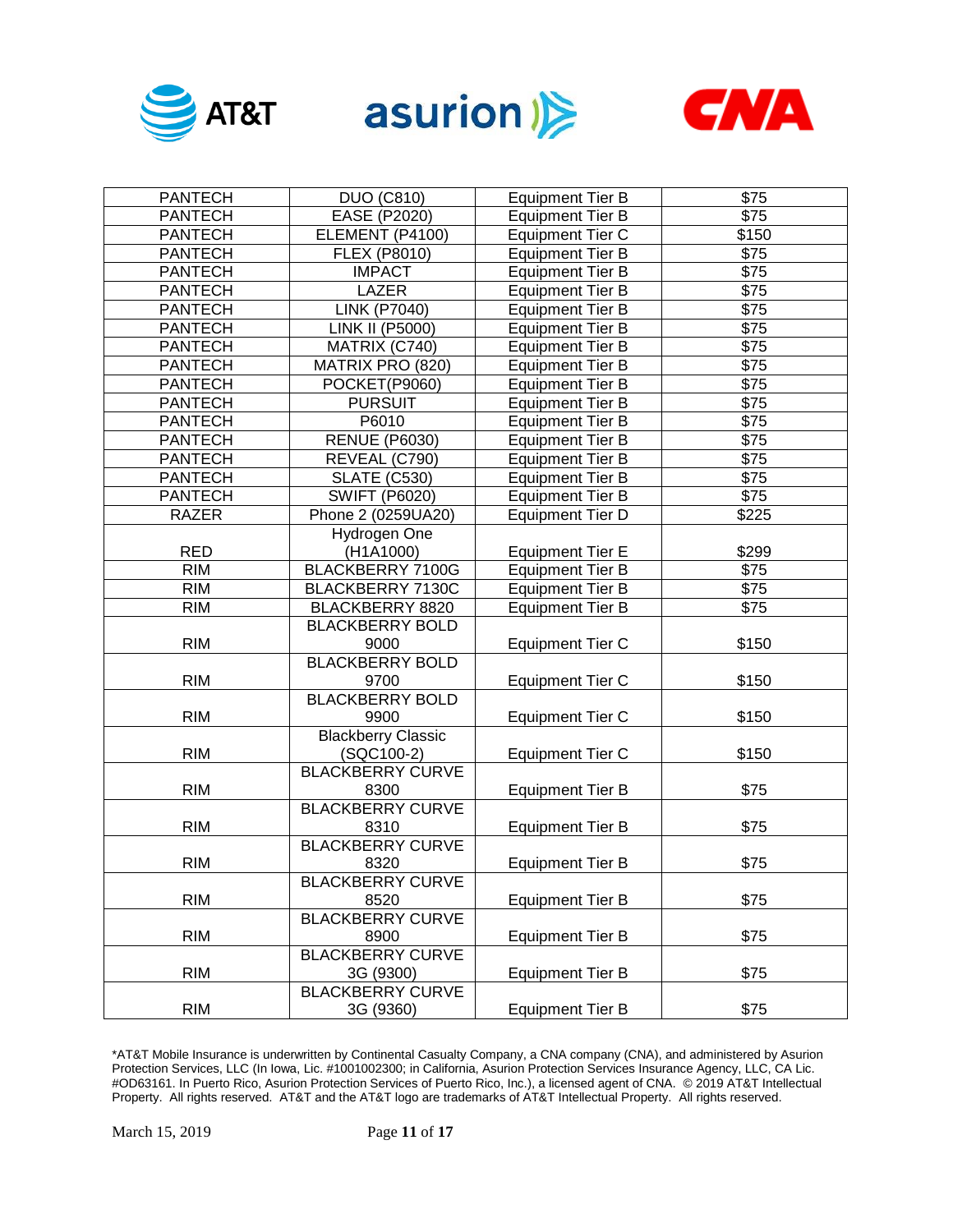| PANTECH | DUO (C810) | Equipment Tier B | $75 |
|---|---|---|---|
| PANTECH | EASE (P2020) | Equipment Tier B | $75 |
| PANTECH | ELEMENT (P4100) | Equipment Tier C | $150 |
| PANTECH | FLEX (P8010) | Equipment Tier B | $75 |
| PANTECH | IMPACT | Equipment Tier B | $75 |
| PANTECH | LAZER | Equipment Tier B | $75 |
| PANTECH | LINK (P7040) | Equipment Tier B | $75 |
| PANTECH | LINK II (P5000) | Equipment Tier B | $75 |
| PANTECH | MATRIX (C740) | Equipment Tier B | $75 |
| PANTECH | MATRIX PRO (820) | Equipment Tier B | $75 |
| PANTECH | POCKET(P9060) | Equipment Tier B | $75 |
| PANTECH | PURSUIT | Equipment Tier B | $75 |
| PANTECH | P6010 | Equipment Tier B | $75 |
| PANTECH | RENUE (P6030) | Equipment Tier B | $75 |
| PANTECH | REVEAL (C790) | Equipment Tier B | $75 |
| PANTECH | SLATE (C530) | Equipment Tier B | $75 |
| PANTECH | SWIFT (P6020) | Equipment Tier B | $75 |
| RAZER | Phone 2 (0259UA20) | Equipment Tier D | $225 |
| RED | Hydrogen One (H1A1000) | Equipment Tier E | $299 |
| RIM | BLACKBERRY 7100G | Equipment Tier B | $75 |
| RIM | BLACKBERRY 7130C | Equipment Tier B | $75 |
| RIM | BLACKBERRY 8820 | Equipment Tier B | $75 |
| RIM | BLACKBERRY BOLD 9000 | Equipment Tier C | $150 |
| RIM | BLACKBERRY BOLD 9700 | Equipment Tier C | $150 |
| RIM | BLACKBERRY BOLD 9900 | Equipment Tier C | $150 |
| RIM | Blackberry Classic (SQC100-2) | Equipment Tier C | $150 |
| RIM | BLACKBERRY CURVE 8300 | Equipment Tier B | $75 |
| RIM | BLACKBERRY CURVE 8310 | Equipment Tier B | $75 |
| RIM | BLACKBERRY CURVE 8320 | Equipment Tier B | $75 |
| RIM | BLACKBERRY CURVE 8520 | Equipment Tier B | $75 |
| RIM | BLACKBERRY CURVE 8900 | Equipment Tier B | $75 |
| RIM | BLACKBERRY CURVE 3G (9300) | Equipment Tier B | $75 |
| RIM | BLACKBERRY CURVE 3G (9360) | Equipment Tier B | $75 |

*AT&T Mobile Insurance is underwritten by Continental Casualty Company, a CNA company (CNA), and administered by Asurion Protection Services, LLC (In Iowa, Lic. #1001002300; in California, Asurion Protection Services Insurance Agency, LLC, CA Lic. #OD63161. In Puerto Rico, Asurion Protection Services of Puerto Rico, Inc.), a licensed agent of CNA. © 2019 AT&T Intellectual Property. All rights reserved. AT&T and the AT&T logo are trademarks of AT&T Intellectual Property. All rights reserved.

March 15, 2019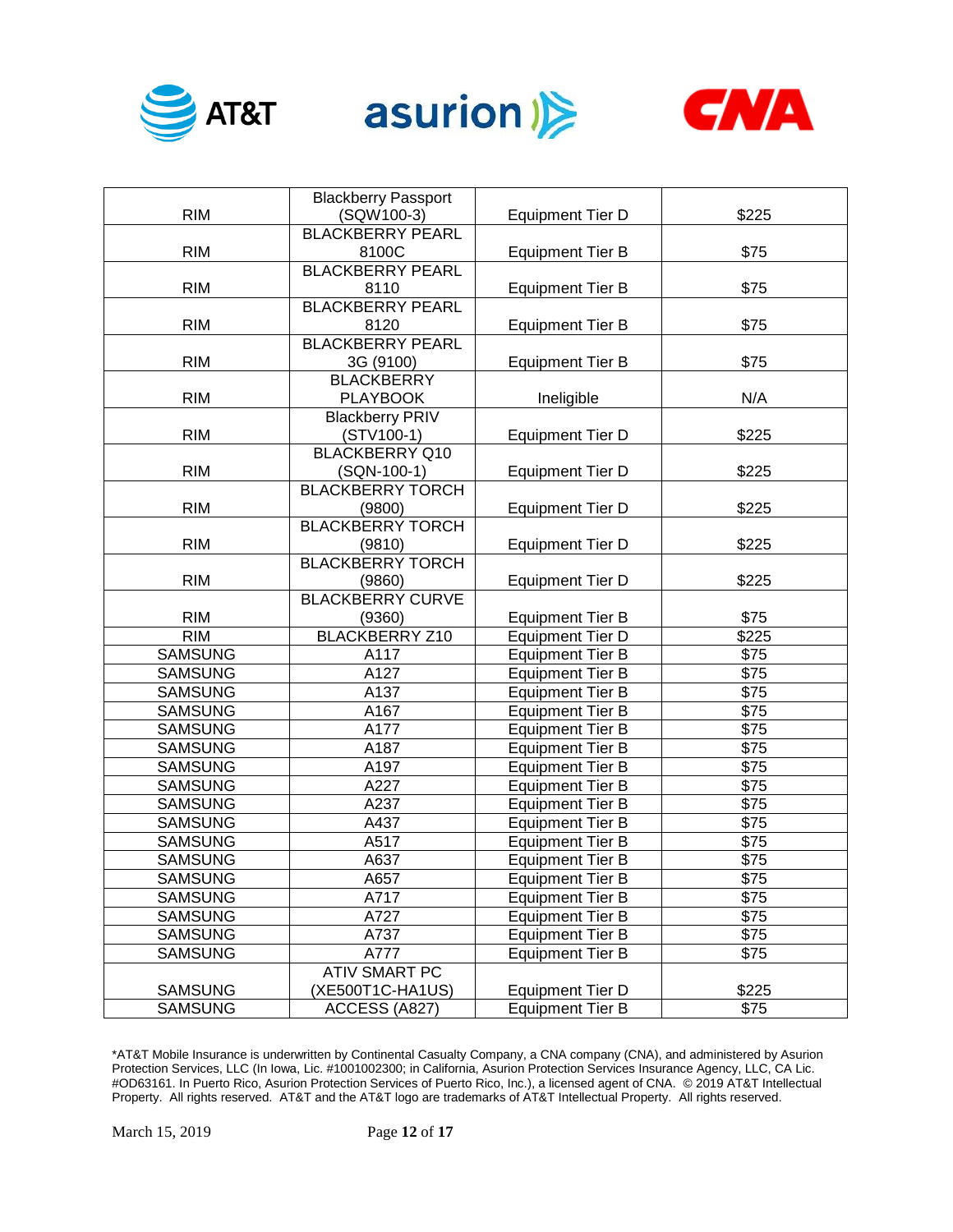| RIM | Blackberry Passport (SQW100-3) | Equipment Tier D | $225 |
|---|---|---|---|
| RIM | BLACKBERRY PEARL 8100C | Equipment Tier B | $75 |
| RIM | BLACKBERRY PEARL 8110 | Equipment Tier B | $75 |
| RIM | BLACKBERRY PEARL 8120 | Equipment Tier B | $75 |
| RIM | BLACKBERRY PEARL 3G (9100) | Equipment Tier B | $75 |
| RIM | BLACKBERRY PLAYBOOK | Ineligible | N/A |
| RIM | Blackberry PRIV (STV100-1) | Equipment Tier D | $225 |
| RIM | BLACKBERRY Q10 (SQN-100-1) | Equipment Tier D | $225 |
| RIM | BLACKBERRY TORCH (9800) | Equipment Tier D | $225 |
| RIM | BLACKBERRY TORCH (9810) | Equipment Tier D | $225 |
| RIM | BLACKBERRY TORCH (9860) | Equipment Tier D | $225 |
| RIM | BLACKBERRY CURVE (9360) | Equipment Tier B | $75 |
| RIM | BLACKBERRY Z10 | Equipment Tier D | $225 |
| SAMSUNG | A117 | Equipment Tier B | $75 |
| SAMSUNG | A127 | Equipment Tier B | $75 |
| SAMSUNG | A137 | Equipment Tier B | $75 |
| SAMSUNG | A167 | Equipment Tier B | $75 |
| SAMSUNG | A177 | Equipment Tier B | $75 |
| SAMSUNG | A187 | Equipment Tier B | $75 |
| SAMSUNG | A197 | Equipment Tier B | $75 |
| SAMSUNG | A227 | Equipment Tier B | $75 |
| SAMSUNG | A237 | Equipment Tier B | $75 |
| SAMSUNG | A437 | Equipment Tier B | $75 |
| SAMSUNG | A517 | Equipment Tier B | $75 |
| SAMSUNG | A637 | Equipment Tier B | $75 |
| SAMSUNG | A657 | Equipment Tier B | $75 |
| SAMSUNG | A717 | Equipment Tier B | $75 |
| SAMSUNG | A727 | Equipment Tier B | $75 |
| SAMSUNG | A737 | Equipment Tier B | $75 |
| SAMSUNG | A777 | Equipment Tier B | $75 |
| SAMSUNG | ATIV SMART PC (XE500T1C-HA1US) | Equipment Tier D | $225 |
| SAMSUNG | ACCESS (A827) | Equipment Tier B | $75 |

*AT&T Mobile Insurance is underwritten by Continental Casualty Company, a CNA company (CNA), and administered by Asurion Protection Services, LLC (In Iowa, Lic. #1001002300; in California, Asurion Protection Services Insurance Agency, LLC, CA Lic. #OD63161. In Puerto Rico, Asurion Protection Services of Puerto Rico, Inc.), a licensed agent of CNA. © 2019 AT&T Intellectual Property. All rights reserved. AT&T and the AT&T logo are trademarks of AT&T Intellectual Property. All rights reserved.

March 15, 2019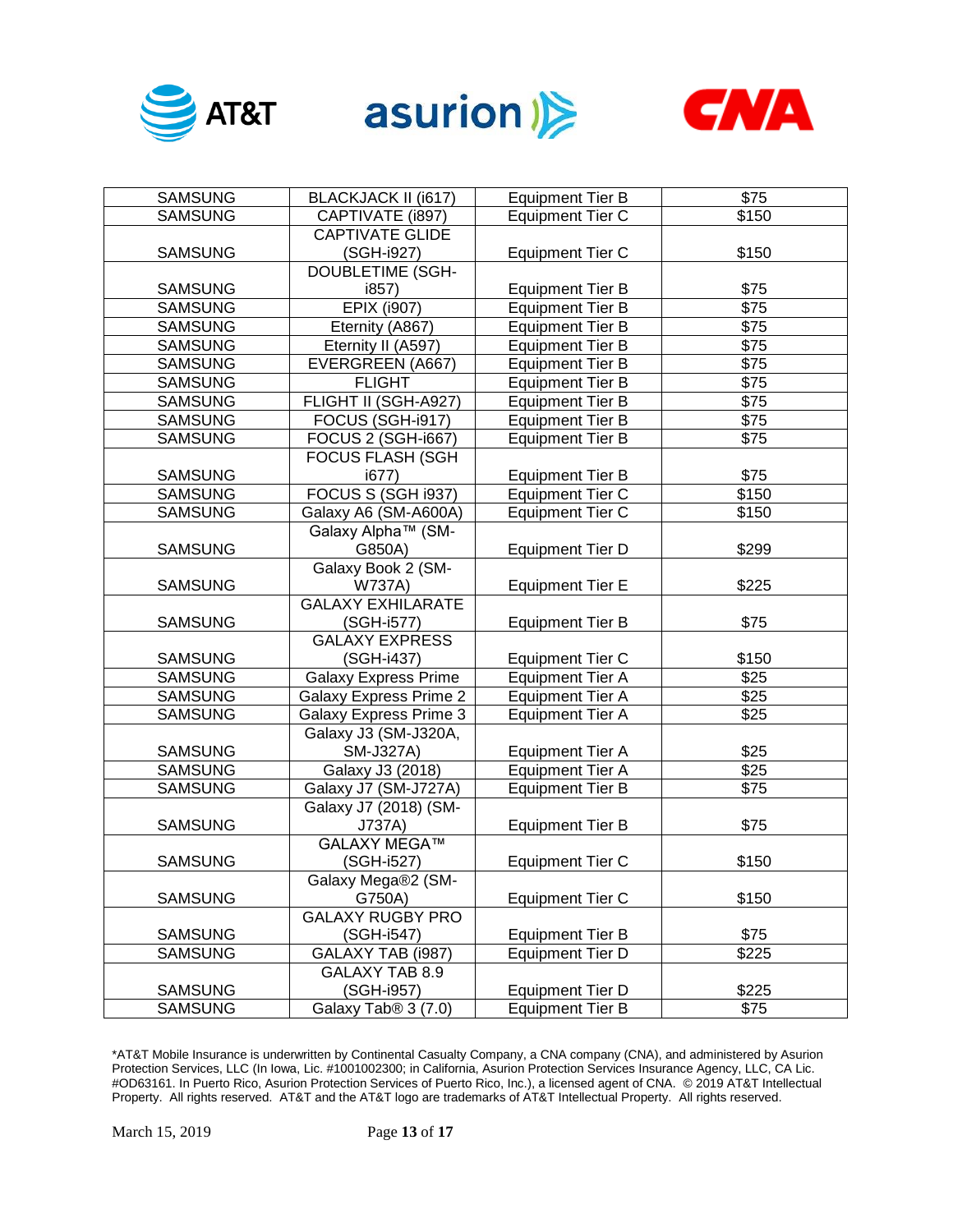| SAMSUNG | BLACKJACK II (i617) | Equipment Tier B | $75 |
|---|---|---|---|
| SAMSUNG | CAPTIVATE (i897) | Equipment Tier C | $150 |
| SAMSUNG | CAPTIVATE GLIDE (SGH-i927) | Equipment Tier C | $150 |
| SAMSUNG | DOUBLETIME (SGH-i857) | Equipment Tier B | $75 |
| SAMSUNG | EPIX (i907) | Equipment Tier B | $75 |
| SAMSUNG | Eternity (A867) | Equipment Tier B | $75 |
| SAMSUNG | Eternity II (A597) | Equipment Tier B | $75 |
| SAMSUNG | EVERGREEN (A667) | Equipment Tier B | $75 |
| SAMSUNG | FLIGHT | Equipment Tier B | $75 |
| SAMSUNG | FLIGHT II (SGH-A927) | Equipment Tier B | $75 |
| SAMSUNG | FOCUS (SGH-i917) | Equipment Tier B | $75 |
| SAMSUNG | FOCUS 2 (SGH-i667) | Equipment Tier B | $75 |
| SAMSUNG | FOCUS FLASH (SGH i677) | Equipment Tier B | $75 |
| SAMSUNG | FOCUS S (SGH i937) | Equipment Tier C | $150 |
| SAMSUNG | Galaxy A6 (SM-A600A) | Equipment Tier C | $150 |
| SAMSUNG | Galaxy Alpha™ (SM-G850A) | Equipment Tier D | $299 |
| SAMSUNG | Galaxy Book 2 (SM-W737A) | Equipment Tier E | $225 |
| SAMSUNG | GALAXY EXHILARATE (SGH-i577) | Equipment Tier B | $75 |
| SAMSUNG | GALAXY EXPRESS (SGH-i437) | Equipment Tier C | $150 |
| SAMSUNG | Galaxy Express Prime | Equipment Tier A | $25 |
| SAMSUNG | Galaxy Express Prime 2 | Equipment Tier A | $25 |
| SAMSUNG | Galaxy Express Prime 3 | Equipment Tier A | $25 |
| SAMSUNG | Galaxy J3 (SM-J320A, SM-J327A) | Equipment Tier A | $25 |
| SAMSUNG | Galaxy J3 (2018) | Equipment Tier A | $25 |
| SAMSUNG | Galaxy J7 (SM-J727A) | Equipment Tier B | $75 |
| SAMSUNG | Galaxy J7 (2018) (SM-J737A) | Equipment Tier B | $75 |
| SAMSUNG | GALAXY MEGA™ (SGH-i527) | Equipment Tier C | $150 |
| SAMSUNG | Galaxy Mega®2 (SM-G750A) | Equipment Tier C | $150 |
| SAMSUNG | GALAXY RUGBY PRO (SGH-i547) | Equipment Tier B | $75 |
| SAMSUNG | GALAXY TAB (i987) | Equipment Tier D | $225 |
| SAMSUNG | GALAXY TAB 8.9 (SGH-i957) | Equipment Tier D | $225 |
| SAMSUNG | Galaxy Tab® 3 (7.0) | Equipment Tier B | $75 |

*AT&T Mobile Insurance is underwritten by Continental Casualty Company, a CNA company (CNA), and administered by Asurion Protection Services, LLC (In Iowa, Lic. #1001002300; in California, Asurion Protection Services Insurance Agency, LLC, CA Lic. #OD63161. In Puerto Rico, Asurion Protection Services of Puerto Rico, Inc.), a licensed agent of CNA. © 2019 AT&T Intellectual Property. All rights reserved. AT&T and the AT&T logo are trademarks of AT&T Intellectual Property. All rights reserved.

March 15, 2019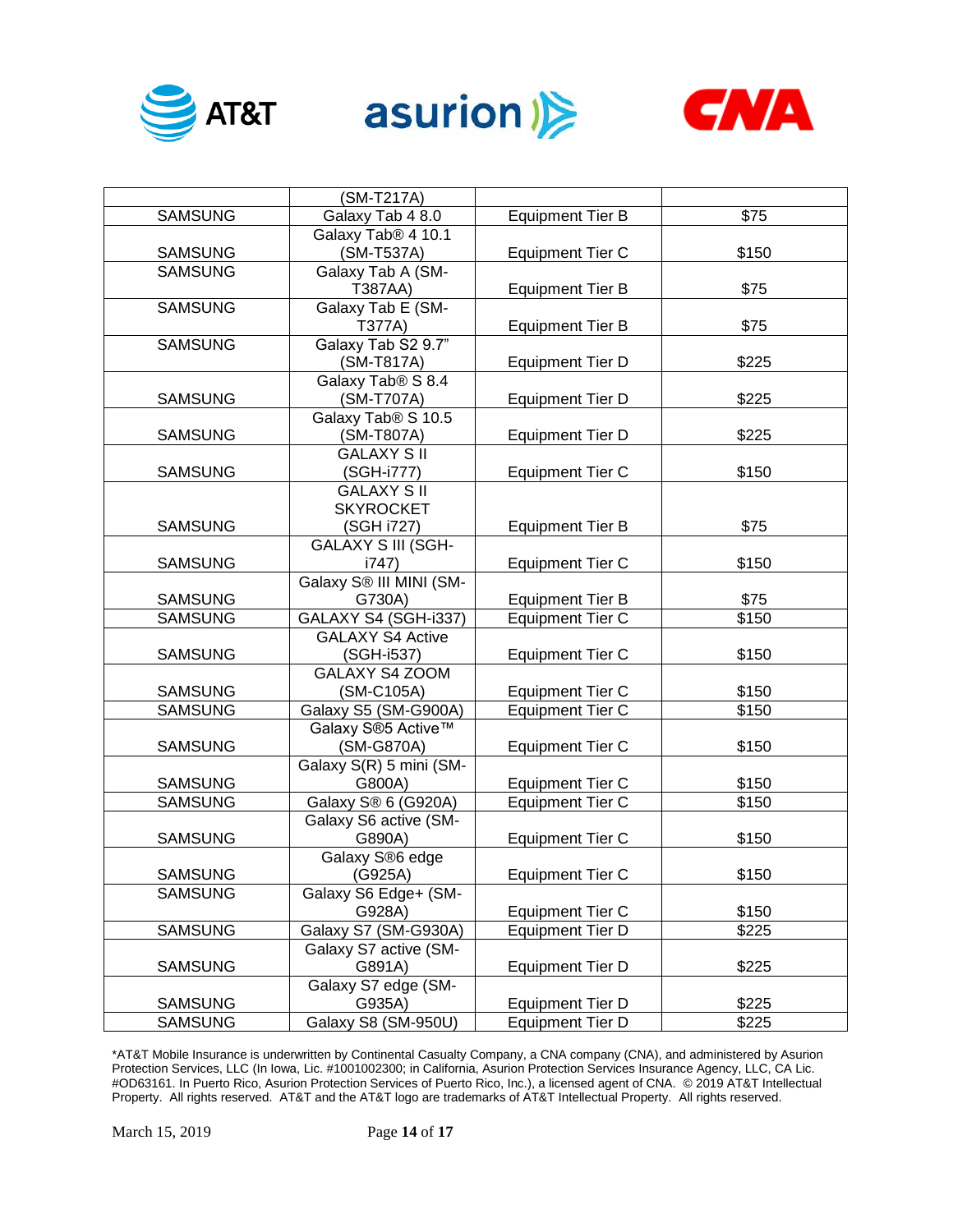| | (SM-T217A) | | |
|---|---|---|---|
| SAMSUNG | Galaxy Tab 4 8.0 | Equipment Tier B | $75 |
| SAMSUNG | Galaxy Tab® 4 10.1 (SM-T537A) | Equipment Tier C | $150 |
| SAMSUNG | Galaxy Tab A (SM-T387AA) | Equipment Tier B | $75 |
| SAMSUNG | Galaxy Tab E (SM-T377A) | Equipment Tier B | $75 |
| SAMSUNG | Galaxy Tab S2 9.7" (SM-T817A) | Equipment Tier D | $225 |
| SAMSUNG | Galaxy Tab® S 8.4 (SM-T707A) | Equipment Tier D | $225 |
| SAMSUNG | Galaxy Tab® S 10.5 (SM-T807A) | Equipment Tier D | $225 |
| SAMSUNG | GALAXY S II (SGH-i777) | Equipment Tier C | $150 |
| SAMSUNG | GALAXY S II SKYROCKET (SGH i727) | Equipment Tier B | $75 |
| SAMSUNG | GALAXY S III (SGH-i747) | Equipment Tier C | $150 |
| SAMSUNG | Galaxy S® III MINI (SM-G730A) | Equipment Tier B | $75 |
| SAMSUNG | GALAXY S4 (SGH-i337) | Equipment Tier C | $150 |
| SAMSUNG | GALAXY S4 Active (SGH-i537) | Equipment Tier C | $150 |
| SAMSUNG | GALAXY S4 ZOOM (SM-C105A) | Equipment Tier C | $150 |
| SAMSUNG | Galaxy S5 (SM-G900A) | Equipment Tier C | $150 |
| SAMSUNG | Galaxy S®5 Active™ (SM-G870A) | Equipment Tier C | $150 |
| SAMSUNG | Galaxy S(R) 5 mini (SM-G800A) | Equipment Tier C | $150 |
| SAMSUNG | Galaxy S® 6 (G920A) | Equipment Tier C | $150 |
| SAMSUNG | Galaxy S6 active (SM-G890A) | Equipment Tier C | $150 |
| SAMSUNG | Galaxy S®6 edge (G925A) | Equipment Tier C | $150 |
| SAMSUNG | Galaxy S6 Edge+ (SM-G928A) | Equipment Tier C | $150 |
| SAMSUNG | Galaxy S7 (SM-G930A) | Equipment Tier D | $225 |
| SAMSUNG | Galaxy S7 active (SM-G891A) | Equipment Tier D | $225 |
| SAMSUNG | Galaxy S7 edge (SM-G935A) | Equipment Tier D | $225 |
| SAMSUNG | Galaxy S8 (SM-950U) | Equipment Tier D | $225 |

*AT&T Mobile Insurance is underwritten by Continental Casualty Company, a CNA company (CNA), and administered by Asurion Protection Services, LLC (In Iowa, Lic. #1001002300; in California, Asurion Protection Services Insurance Agency, LLC, CA Lic. #OD63161. In Puerto Rico, Asurion Protection Services of Puerto Rico, Inc.), a licensed agent of CNA. © 2019 AT&T Intellectual Property. All rights reserved. AT&T and the AT&T logo are trademarks of AT&T Intellectual Property. All rights reserved.

March 15, 2019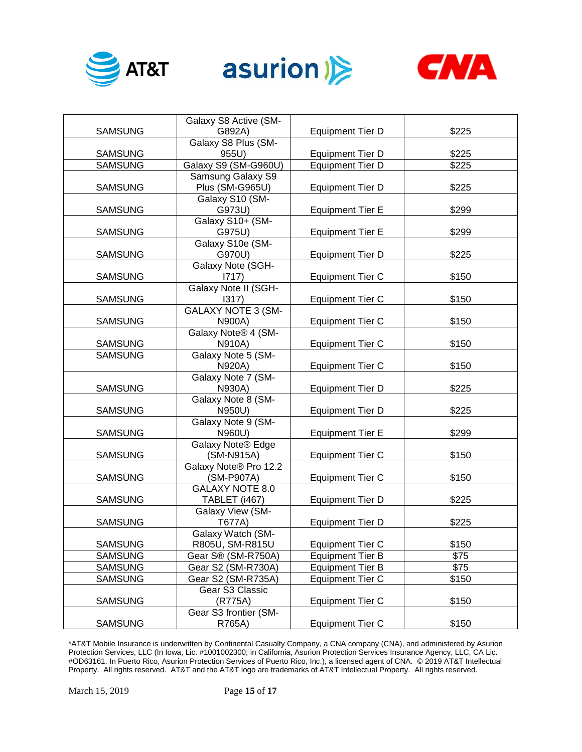| SAMSUNG | Galaxy S8 Active (SM-G892A) | Equipment Tier D | $225 |
|---|---|---|---|
| SAMSUNG | Galaxy S8 Plus (SM-955U) | Equipment Tier D | $225 |
| SAMSUNG | Galaxy S9 (SM-G960U) | Equipment Tier D | $225 |
| SAMSUNG | Samsung Galaxy S9 Plus (SM-G965U) | Equipment Tier D | $225 |
| SAMSUNG | Galaxy S10 (SM-G973U) | Equipment Tier E | $299 |
| SAMSUNG | Galaxy S10+ (SM-G975U) | Equipment Tier E | $299 |
| SAMSUNG | Galaxy S10e (SM-G970U) | Equipment Tier D | $225 |
| SAMSUNG | Galaxy Note (SGH-I717) | Equipment Tier C | $150 |
| SAMSUNG | Galaxy Note II (SGH-I317) | Equipment Tier C | $150 |
| SAMSUNG | GALAXY NOTE 3 (SM-N900A) | Equipment Tier C | $150 |
| SAMSUNG | Galaxy Note® 4 (SM-N910A) | Equipment Tier C | $150 |
| SAMSUNG | Galaxy Note 5 (SM-N920A) | Equipment Tier C | $150 |
| SAMSUNG | Galaxy Note 7 (SM-N930A) | Equipment Tier D | $225 |
| SAMSUNG | Galaxy Note 8 (SM-N950U) | Equipment Tier D | $225 |
| SAMSUNG | Galaxy Note 9 (SM-N960U) | Equipment Tier E | $299 |
| SAMSUNG | Galaxy Note® Edge (SM-N915A) | Equipment Tier C | $150 |
| SAMSUNG | Galaxy Note® Pro 12.2 (SM-P907A) | Equipment Tier C | $150 |
| SAMSUNG | GALAXY NOTE 8.0 TABLET (i467) | Equipment Tier D | $225 |
| SAMSUNG | Galaxy View (SM-T677A) | Equipment Tier D | $225 |
| SAMSUNG | Galaxy Watch (SM-R805U, SM-R815U | Equipment Tier C | $150 |
| SAMSUNG | Gear S® (SM-R750A) | Equipment Tier B | $75 |
| SAMSUNG | Gear S2 (SM-R730A) | Equipment Tier B | $75 |
| SAMSUNG | Gear S2 (SM-R735A) | Equipment Tier C | $150 |
| SAMSUNG | Gear S3 Classic (R775A) | Equipment Tier C | $150 |
| SAMSUNG | Gear S3 frontier (SM-R765A) | Equipment Tier C | $150 |

*AT&T Mobile Insurance is underwritten by Continental Casualty Company, a CNA company (CNA), and administered by Asurion Protection Services, LLC (In Iowa, Lic. #1001002300; in California, Asurion Protection Services Insurance Agency, LLC, CA Lic. #OD63161. In Puerto Rico, Asurion Protection Services of Puerto Rico, Inc.), a licensed agent of CNA. © 2019 AT&T Intellectual Property. All rights reserved. AT&T and the AT&T logo are trademarks of AT&T Intellectual Property. All rights reserved.

March 15, 2019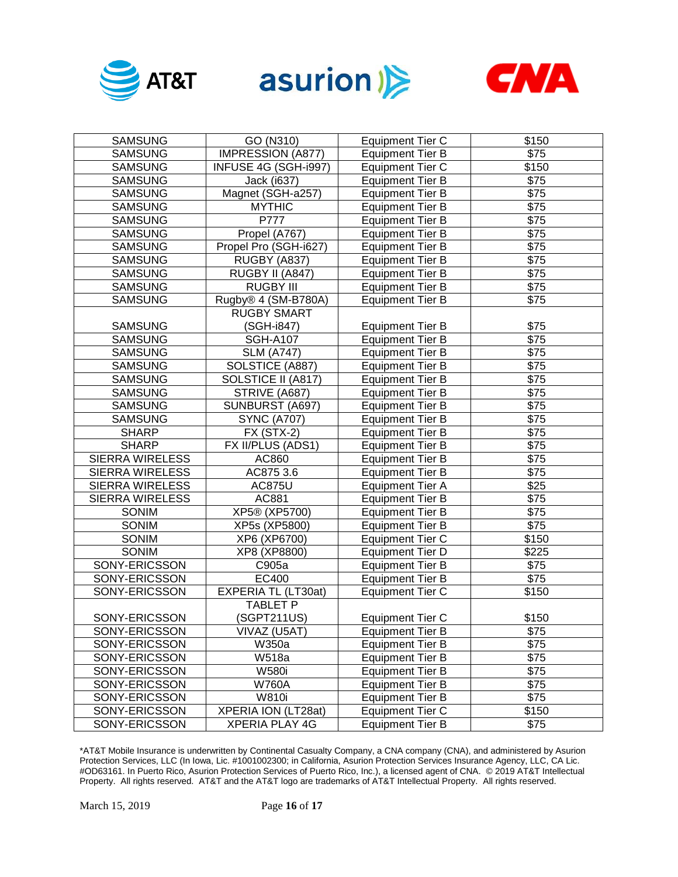| SAMSUNG | GO (N310) | Equipment Tier C | $150 |
|---|---|---|---|
| SAMSUNG | IMPRESSION (A877) | Equipment Tier B | $75 |
| SAMSUNG | INFUSE 4G (SGH-i997) | Equipment Tier C | $150 |
| SAMSUNG | Jack (i637) | Equipment Tier B | $75 |
| SAMSUNG | Magnet (SGH-a257) | Equipment Tier B | $75 |
| SAMSUNG | MYTHIC | Equipment Tier B | $75 |
| SAMSUNG | P777 | Equipment Tier B | $75 |
| SAMSUNG | Propel (A767) | Equipment Tier B | $75 |
| SAMSUNG | Propel Pro (SGH-i627) | Equipment Tier B | $75 |
| SAMSUNG | RUGBY (A837) | Equipment Tier B | $75 |
| SAMSUNG | RUGBY II (A847) | Equipment Tier B | $75 |
| SAMSUNG | RUGBY III | Equipment Tier B | $75 |
| SAMSUNG | Rugby® 4 (SM-B780A) | Equipment Tier B | $75 |
| SAMSUNG | RUGBY SMART (SGH-i847) | Equipment Tier B | $75 |
| SAMSUNG | SGH-A107 | Equipment Tier B | $75 |
| SAMSUNG | SLM (A747) | Equipment Tier B | $75 |
| SAMSUNG | SOLSTICE (A887) | Equipment Tier B | $75 |
| SAMSUNG | SOLSTICE II (A817) | Equipment Tier B | $75 |
| SAMSUNG | STRIVE (A687) | Equipment Tier B | $75 |
| SAMSUNG | SUNBURST (A697) | Equipment Tier B | $75 |
| SAMSUNG | SYNC (A707) | Equipment Tier B | $75 |
| SHARP | FX (STX-2) | Equipment Tier B | $75 |
| SHARP | FX II/PLUS (ADS1) | Equipment Tier B | $75 |
| SIERRA WIRELESS | AC860 | Equipment Tier B | $75 |
| SIERRA WIRELESS | AC875 3.6 | Equipment Tier B | $75 |
| SIERRA WIRELESS | AC875U | Equipment Tier A | $25 |
| SIERRA WIRELESS | AC881 | Equipment Tier B | $75 |
| SONIM | XP5® (XP5700) | Equipment Tier B | $75 |
| SONIM | XP5s (XP5800) | Equipment Tier B | $75 |
| SONIM | XP6 (XP6700) | Equipment Tier C | $150 |
| SONIM | XP8 (XP8800) | Equipment Tier D | $225 |
| SONY-ERICSSON | C905a | Equipment Tier B | $75 |
| SONY-ERICSSON | EC400 | Equipment Tier B | $75 |
| SONY-ERICSSON | EXPERIA TL (LT30at) | Equipment Tier C | $150 |
| SONY-ERICSSON | TABLET P (SGPT211US) | Equipment Tier C | $150 |
| SONY-ERICSSON | VIVAZ (U5AT) | Equipment Tier B | $75 |
| SONY-ERICSSON | W350a | Equipment Tier B | $75 |
| SONY-ERICSSON | W518a | Equipment Tier B | $75 |
| SONY-ERICSSON | W580i | Equipment Tier B | $75 |
| SONY-ERICSSON | W760A | Equipment Tier B | $75 |
| SONY-ERICSSON | W810i | Equipment Tier B | $75 |
| SONY-ERICSSON | XPERIA ION (LT28at) | Equipment Tier C | $150 |
| SONY-ERICSSON | XPERIA PLAY 4G | Equipment Tier B | $75 |

*AT&T Mobile Insurance is underwritten by Continental Casualty Company, a CNA company (CNA), and administered by Asurion Protection Services, LLC (In Iowa, Lic. #1001002300; in California, Asurion Protection Services Insurance Agency, LLC, CA Lic. #OD63161. In Puerto Rico, Asurion Protection Services of Puerto Rico, Inc.), a licensed agent of CNA. © 2019 AT&T Intellectual Property. All rights reserved. AT&T and the AT&T logo are trademarks of AT&T Intellectual Property. All rights reserved.

March 15, 2019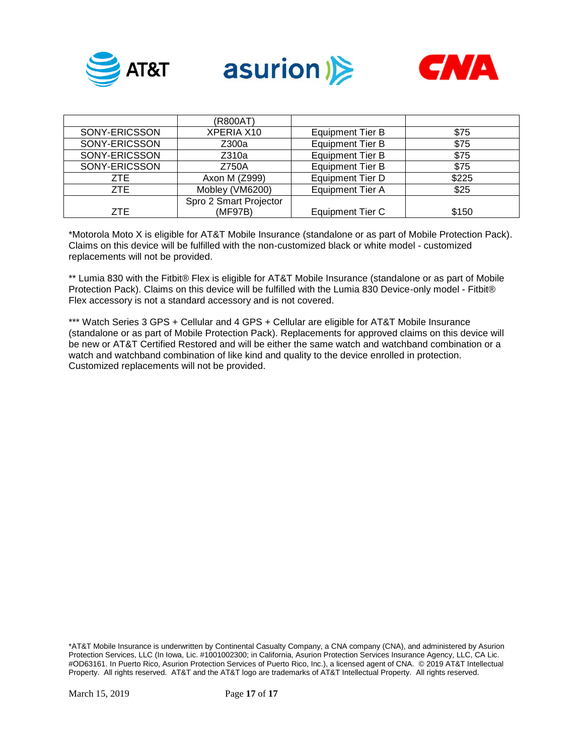| | | | |
|---|---|---|---|
| | (R800AT) | | |
| SONY-ERICSSON | XPERIA X10 | Equipment Tier B | $75 |
| SONY-ERICSSON | Z300a | Equipment Tier B | $75 |
| SONY-ERICSSON | Z310a | Equipment Tier B | $75 |
| SONY-ERICSSON | Z750A | Equipment Tier B | $75 |
| ZTE | Axon M (Z999) | Equipment Tier D | $225 |
| ZTE | Mobley (VM6200) | Equipment Tier A | $25 |
| ZTE | Spro 2 Smart Projector (MF97B) | Equipment Tier C | $150 |

*Motorola Moto X is eligible for AT&T Mobile Insurance (standalone or as part of Mobile Protection Pack). Claims on this device will be fulfilled with the non-customized black or white model - customized replacements will not be provided.

** Lumia 830 with the Fitbit® Flex is eligible for AT&T Mobile Insurance (standalone or as part of Mobile Protection Pack). Claims on this device will be fulfilled with the Lumia 830 Device-only model - Fitbit® Flex accessory is not a standard accessory and is not covered.

*** Watch Series 3 GPS + Cellular and 4 GPS + Cellular are eligible for AT&T Mobile Insurance (standalone or as part of Mobile Protection Pack). Replacements for approved claims on this device will be new or AT&T Certified Restored and will be either the same watch and watchband combination or a watch and watchband combination of like kind and quality to the device enrolled in protection. Customized replacements will not be provided.

*AT&T Mobile Insurance is underwritten by Continental Casualty Company, a CNA company (CNA), and administered by Asurion Protection Services, LLC (In Iowa, Lic. #1001002300; in California, Asurion Protection Services Insurance Agency, LLC, CA Lic. #OD63161. In Puerto Rico, Asurion Protection Services of Puerto Rico, Inc.), a licensed agent of CNA. © 2019 AT&T Intellectual Property. All rights reserved. AT&T and the AT&T logo are trademarks of AT&T Intellectual Property. All rights reserved.

March 15, 2019